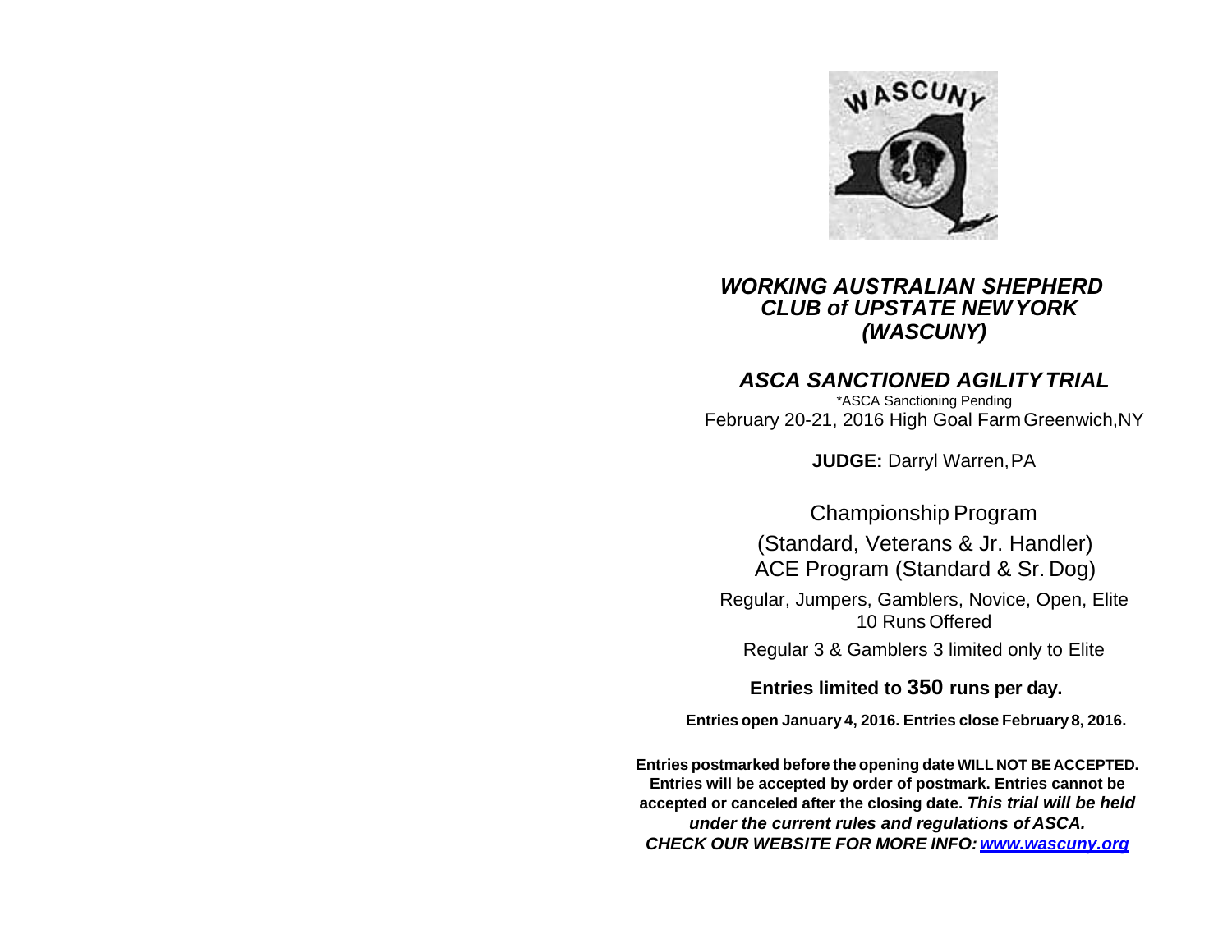# *WORKING AUSTRALIAN SHEPHERD CLUB of UPSTATE NEW YORK (WASCUNY)*

## *ASCA SANCTIONED AGILITY TRIAL*

\*ASCA Sanctioning Pending

February 20-21, 2016 High Goal Farm Greenwich,NY

**JUDGE:** Darryl Warren, PA

Championship Program

(Standard, Veterans & Jr. Handler)

ACE Program (Standard & Sr. Dog)

Regular, Jumpers, Gamblers, Novice, Open, Elite

10 Runs Offered

Regular 3 & Gamblers 3 limited only to Elite

**Entries limited to 350 runs per day.**

**Entries open January 4, 2016. Entries close February 8, 2016.**

**Entries postmarked before the opening date WILL NOT BE ACCEPTED. Entries will be accepted by order of postmark. Entries cannot be accepted or canceled after the closing date.** ***This trial will be held under the current rules and regulations of ASCA.***

***CHECK OUR WEBSITE FOR MORE INFO: www.wascuny.org***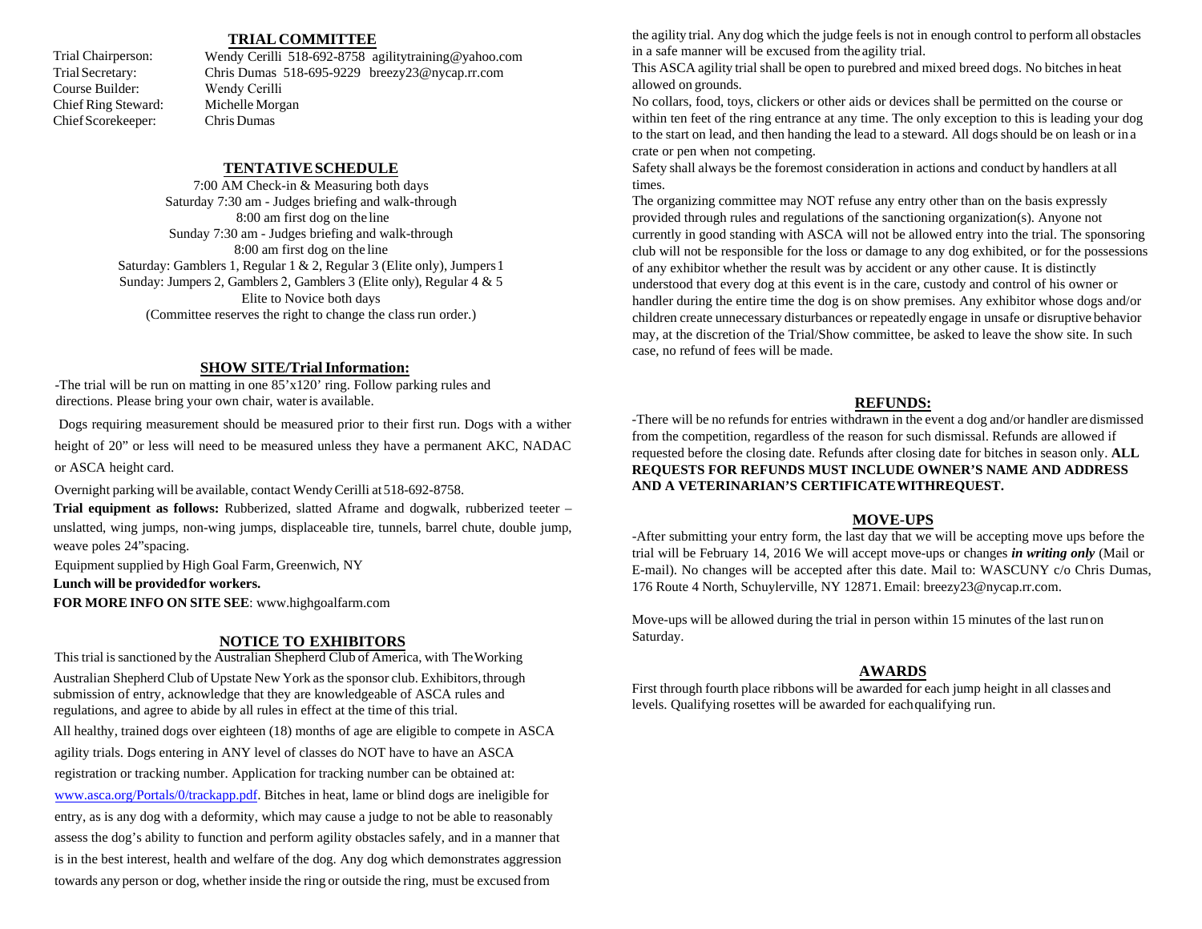## TRIAL COMMITTEE

| | |
|---|---|
| Trial Chairperson: | Wendy Cerilli 518-692-8758 agilitytraining@yahoo.com |
| Trial Secretary: | Chris Dumas 518-695-9229 breezy23@nycap.rr.com |
| Course Builder: | Wendy Cerilli |
| Chief Ring Steward: | Michelle Morgan |
| Chief Scorekeeper: | Chris Dumas |

## TENTATIVE SCHEDULE

7:00 AM Check-in & Measuring both days
Saturday 7:30 am - Judges briefing and walk-through
8:00 am first dog on the line
Sunday 7:30 am - Judges briefing and walk-through
8:00 am first dog on the line
Saturday: Gamblers 1, Regular 1 & 2, Regular 3 (Elite only), Jumpers 1
Sunday: Jumpers 2, Gamblers 2, Gamblers 3 (Elite only), Regular 4 & 5
Elite to Novice both days
(Committee reserves the right to change the class run order.)

## SHOW SITE/Trial Information:

-The trial will be run on matting in one 85'x120' ring. Follow parking rules and directions. Please bring your own chair, water is available.

Dogs requiring measurement should be measured prior to their first run. Dogs with a wither height of 20" or less will need to be measured unless they have a permanent AKC, NADAC or ASCA height card.

Overnight parking will be available, contact Wendy Cerilli at 518-692-8758.

**Trial equipment as follows:** Rubberized, slatted Aframe and dogwalk, rubberized teeter – unslatted, wing jumps, non-wing jumps, displaceable tire, tunnels, barrel chute, double jump, weave poles 24"spacing.

Equipment supplied by High Goal Farm, Greenwich, NY

**Lunch will be provided for workers.**

**FOR MORE INFO ON SITE SEE**: www.highgoalfarm.com

## NOTICE TO EXHIBITORS

This trial is sanctioned by the Australian Shepherd Club of America, with The Working Australian Shepherd Club of Upstate New York as the sponsor club. Exhibitors, through submission of entry, acknowledge that they are knowledgeable of ASCA rules and regulations, and agree to abide by all rules in effect at the time of this trial.

All healthy, trained dogs over eighteen (18) months of age are eligible to compete in ASCA agility trials. Dogs entering in ANY level of classes do NOT have to have an ASCA registration or tracking number. Application for tracking number can be obtained at: www.asca.org/Portals/0/trackapp.pdf. Bitches in heat, lame or blind dogs are ineligible for entry, as is any dog with a deformity, which may cause a judge to not be able to reasonably assess the dog's ability to function and perform agility obstacles safely, and in a manner that is in the best interest, health and welfare of the dog. Any dog which demonstrates aggression towards any person or dog, whether inside the ring or outside the ring, must be excused from the agility trial. Any dog which the judge feels is not in enough control to perform all obstacles in a safe manner will be excused from the agility trial.

This ASCA agility trial shall be open to purebred and mixed breed dogs. No bitches in heat allowed on grounds.

No collars, food, toys, clickers or other aids or devices shall be permitted on the course or within ten feet of the ring entrance at any time. The only exception to this is leading your dog to the start on lead, and then handing the lead to a steward. All dogs should be on leash or in a crate or pen when not competing.

Safety shall always be the foremost consideration in actions and conduct by handlers at all times.

The organizing committee may NOT refuse any entry other than on the basis expressly provided through rules and regulations of the sanctioning organization(s). Anyone not currently in good standing with ASCA will not be allowed entry into the trial. The sponsoring club will not be responsible for the loss or damage to any dog exhibited, or for the possessions of any exhibitor whether the result was by accident or any other cause. It is distinctly understood that every dog at this event is in the care, custody and control of his owner or handler during the entire time the dog is on show premises. Any exhibitor whose dogs and/or children create unnecessary disturbances or repeatedly engage in unsafe or disruptive behavior may, at the discretion of the Trial/Show committee, be asked to leave the show site. In such case, no refund of fees will be made.

## REFUNDS:

-There will be no refunds for entries withdrawn in the event a dog and/or handler are dismissed from the competition, regardless of the reason for such dismissal. Refunds are allowed if requested before the closing date. Refunds after closing date for bitches in season only. **ALL REQUESTS FOR REFUNDS MUST INCLUDE OWNER'S NAME AND ADDRESS AND A VETERINARIAN'S CERTIFICATE WITHREQUEST.**

## MOVE-UPS

-After submitting your entry form, the last day that we will be accepting move ups before the trial will be February 14, 2016 We will accept move-ups or changes ***in writing only*** (Mail or E-mail). No changes will be accepted after this date. Mail to: WASCUNY c/o Chris Dumas, 176 Route 4 North, Schuylerville, NY 12871. Email: breezy23@nycap.rr.com.

Move-ups will be allowed during the trial in person within 15 minutes of the last run on Saturday.

## AWARDS

First through fourth place ribbons will be awarded for each jump height in all classes and levels. Qualifying rosettes will be awarded for each qualifying run.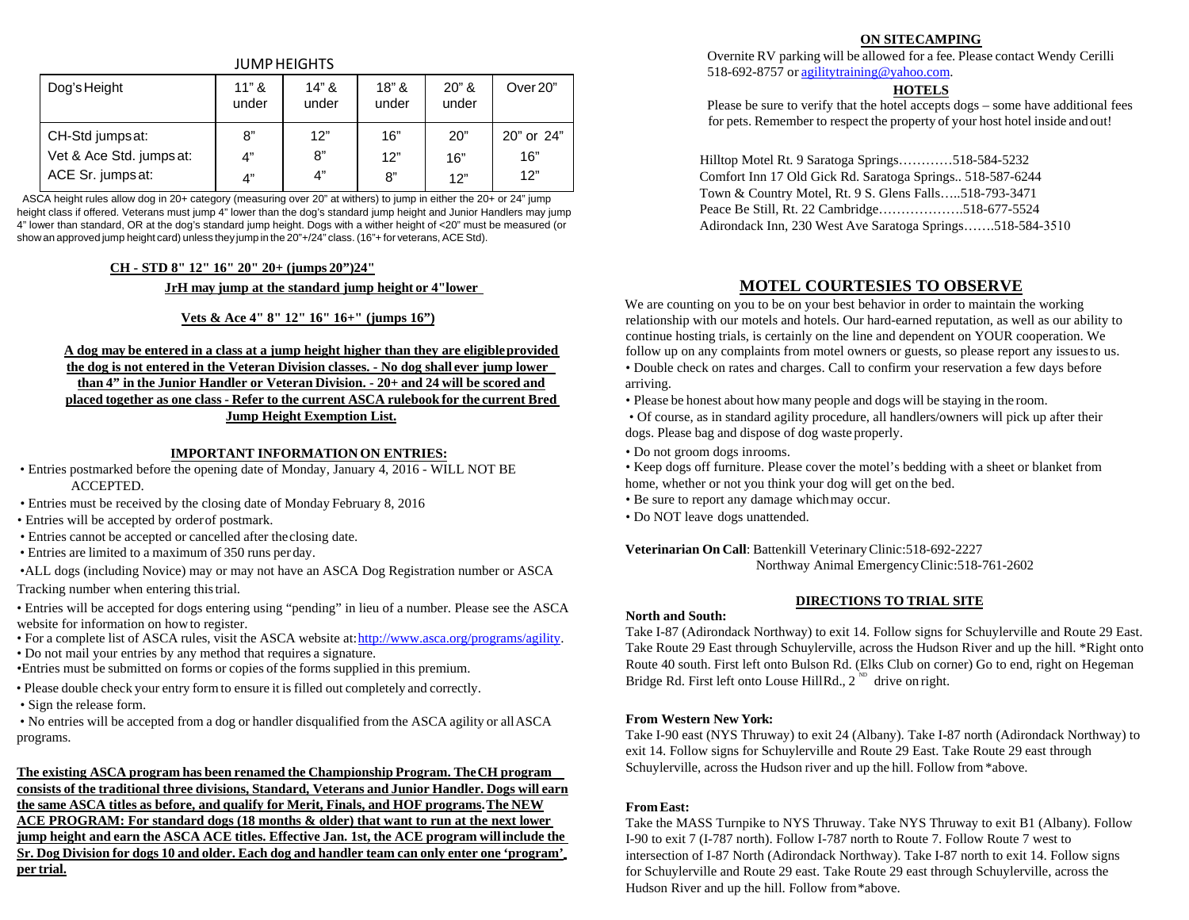## JUMP HEIGHTS

| Dog's Height | 11" & under | 14" & under | 18" & under | 20" & under | Over 20" |
|---|---|---|---|---|---|
| CH-Std jumps at: | 8" | 12" | 16" | 20" | 20" or 24" |
| Vet & Ace Std. jumps at: | 4" | 8" | 12" | 16" | 16" |
| ACE Sr. jumps at: | 4" | 4" | 8" | 12" | 12" |

ASCA height rules allow dog in 20+ category (measuring over 20" at withers) to jump in either the 20+ or 24" jump height class if offered. Veterans must jump 4" lower than the dog's standard jump height and Junior Handlers may jump 4" lower than standard, OR at the dog's standard jump height. Dogs with a wither height of <20" must be measured (or show an approved jump height card) unless they jump in the 20"+/24" class. (16"+ for veterans, ACE Std).

**CH - STD 8" 12" 16" 20" 20+ (jumps 20")24"**

**JrH may jump at the standard jump height or 4"lower**

**Vets & Ace 4" 8" 12" 16" 16+" (jumps 16")**

**A dog may be entered in a class at a jump height higher than they are eligible provided the dog is not entered in the Veteran Division classes. - No dog shall ever jump lower than 4" in the Junior Handler or Veteran Division. - 20+ and 24 will be scored and placed together as one class - Refer to the current ASCA rulebook for the current Bred Jump Height Exemption List.**

### IMPORTANT INFORMATION ON ENTRIES:

- Entries postmarked before the opening date of Monday, January 4, 2016 - WILL NOT BE ACCEPTED.
- Entries must be received by the closing date of Monday February 8, 2016
- Entries will be accepted by order of postmark.
- Entries cannot be accepted or cancelled after the closing date.
- Entries are limited to a maximum of 350 runs per day.
- ALL dogs (including Novice) may or may not have an ASCA Dog Registration number or ASCA Tracking number when entering this trial.
- Entries will be accepted for dogs entering using "pending" in lieu of a number. Please see the ASCA website for information on how to register.
- For a complete list of ASCA rules, visit the ASCA website at: http://www.asca.org/programs/agility.
- Do not mail your entries by any method that requires a signature.
- Entries must be submitted on forms or copies of the forms supplied in this premium.
- Please double check your entry form to ensure it is filled out completely and correctly.
- Sign the release form.
- No entries will be accepted from a dog or handler disqualified from the ASCA agility or all ASCA programs.

**The existing ASCA program has been renamed the Championship Program. The CH program consists of the traditional three divisions, Standard, Veterans and Junior Handler. Dogs will earn the same ASCA titles as before, and qualify for Merit, Finals, and HOF programs. The NEW ACE PROGRAM: For standard dogs (18 months & older) that want to run at the next lower jump height and earn the ASCA ACE titles. Effective Jan. 1st, the ACE program will include the Sr. Dog Division for dogs 10 and older. Each dog and handler team can only enter one 'program' per trial.**

### ON SITE CAMPING

Overnite RV parking will be allowed for a fee. Please contact Wendy Cerilli 518-692-8757 or agilitytraining@yahoo.com.

### HOTELS

Please be sure to verify that the hotel accepts dogs – some have additional fees for pets. Remember to respect the property of your host hotel inside and out!

Hilltop Motel Rt. 9 Saratoga Springs…………518-584-5232
Comfort Inn 17 Old Gick Rd. Saratoga Springs.. 518-587-6244
Town & Country Motel, Rt. 9 S. Glens Falls…..518-793-3471
Peace Be Still, Rt. 22 Cambridge……………….518-677-5524
Adirondack Inn, 230 West Ave Saratoga Springs…….518-584-3510

## MOTEL COURTESIES TO OBSERVE

We are counting on you to be on your best behavior in order to maintain the working relationship with our motels and hotels. Our hard-earned reputation, as well as our ability to continue hosting trials, is certainly on the line and dependent on YOUR cooperation. We follow up on any complaints from motel owners or guests, so please report any issues to us.

- Double check on rates and charges. Call to confirm your reservation a few days before arriving.
- Please be honest about how many people and dogs will be staying in the room.
- Of course, as in standard agility procedure, all handlers/owners will pick up after their dogs. Please bag and dispose of dog waste properly.
- Do not groom dogs in rooms.
- Keep dogs off furniture. Please cover the motel's bedding with a sheet or blanket from home, whether or not you think your dog will get on the bed.
- Be sure to report any damage which may occur.
- Do NOT leave dogs unattended.

**Veterinarian On Call**: Battenkill Veterinary Clinic: 518-692-2227
Northway Animal Emergency Clinic: 518-761-2602

### DIRECTIONS TO TRIAL SITE

**North and South:**

Take I-87 (Adirondack Northway) to exit 14. Follow signs for Schuylerville and Route 29 East. Take Route 29 East through Schuylerville, across the Hudson River and up the hill. *Right onto Route 40 south. First left onto Bulson Rd. (Elks Club on corner) Go to end, right on Hegeman Bridge Rd. First left onto Louse Hill Rd., 2[ND] drive on right.

**From Western New York:**

Take I-90 east (NYS Thruway) to exit 24 (Albany). Take I-87 north (Adirondack Northway) to exit 14. Follow signs for Schuylerville and Route 29 East. Take Route 29 east through Schuylerville, across the Hudson river and up the hill. Follow from *above.

**From East:**

Take the MASS Turnpike to NYS Thruway. Take NYS Thruway to exit B1 (Albany). Follow I-90 to exit 7 (I-787 north). Follow I-787 north to Route 7. Follow Route 7 west to intersection of I-87 North (Adirondack Northway). Take I-87 north to exit 14. Follow signs for Schuylerville and Route 29 east. Take Route 29 east through Schuylerville, across the Hudson River and up the hill. Follow from *above.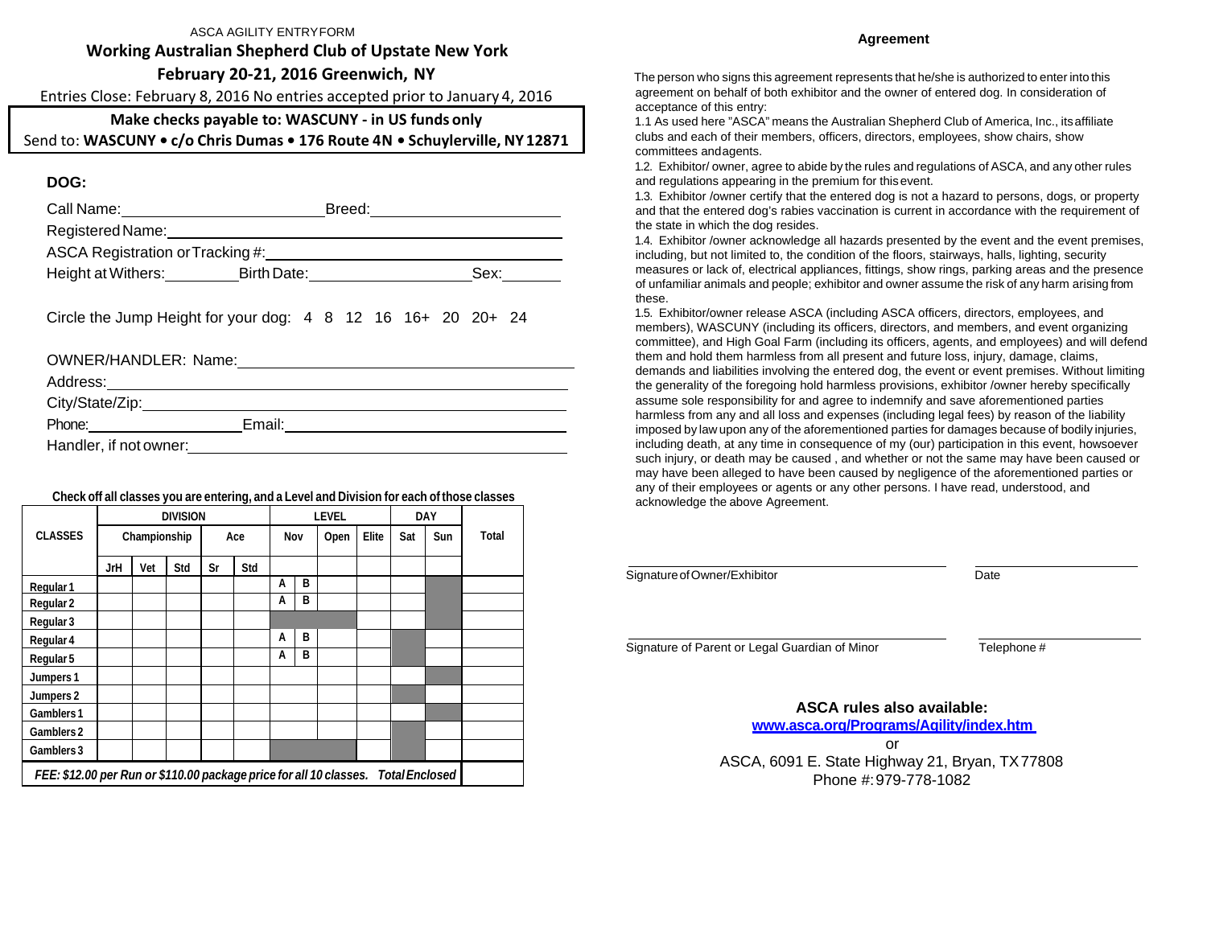ASCA AGILITY ENTRY FORM

## Working Australian Shepherd Club of Upstate New York

## February 20-21, 2016 Greenwich, NY

Entries Close: February 8, 2016 No entries accepted prior to January 4, 2016

**Make checks payable to: WASCUNY - in US funds only**

Send to: **WASCUNY • c/o Chris Dumas • 176 Route 4N • Schuylerville, NY 12871**

### DOG:

Call Name:________________________ Breed:______________________

Registered Name:_____________________________________________

ASCA Registration or Tracking #:________________________________

Height at Withers:_________ Birth Date:___________________ Sex:_______

Circle the Jump Height for your dog: 4 8 12 16 16+ 20 20+ 24

OWNER/HANDLER: Name:______________________________________

Address:______________________________________________________

City/State/Zip:_________________________________________________

Phone:___________________ Email:_____________________________

Handler, if not owner:__________________________________________

**Check off all classes you are entering, and a Level and Division for each of those classes**

| CLASSES | DIVISION | | | | | LEVEL | | | | DAY | | Total |
|---|---|---|---|---|---|---|---|---|---|---|---|---|
| | Championship | | | Ace | | Nov | | Open | Elite | Sat | Sun | |
| | JrH | Vet | Std | Sr | Std | | | | | | | |
| Regular 1 | | | | | | A | B | | | | | |
| Regular 2 | | | | | | A | B | | | | | |
| Regular 3 | | | | | | | | | | | | |
| Regular 4 | | | | | | A | B | | | | | |
| Regular 5 | | | | | | A | B | | | | | |
| Jumpers 1 | | | | | | | | | | | | |
| Jumpers 2 | | | | | | | | | | | | |
| Gamblers 1 | | | | | | | | | | | | |
| Gamblers 2 | | | | | | | | | | | | |
| Gamblers 3 | | | | | | | | | | | | |
| *FEE: $12.00 per Run or $110.00 package price for all 10 classes. Total Enclosed* | | | | | | | | | | | | |

### Agreement

The person who signs this agreement represents that he/she is authorized to enter into this agreement on behalf of both exhibitor and the owner of entered dog. In consideration of acceptance of this entry:

1.1 As used here "ASCA" means the Australian Shepherd Club of America, Inc., its affiliate clubs and each of their members, officers, directors, employees, show chairs, show committees and agents.

1.2. Exhibitor/ owner, agree to abide by the rules and regulations of ASCA, and any other rules and regulations appearing in the premium for this event.

1.3. Exhibitor /owner certify that the entered dog is not a hazard to persons, dogs, or property and that the entered dog's rabies vaccination is current in accordance with the requirement of the state in which the dog resides.

1.4. Exhibitor /owner acknowledge all hazards presented by the event and the event premises, including, but not limited to, the condition of the floors, stairways, halls, lighting, security measures or lack of, electrical appliances, fittings, show rings, parking areas and the presence of unfamiliar animals and people; exhibitor and owner assume the risk of any harm arising from these.

1.5. Exhibitor/owner release ASCA (including ASCA officers, directors, employees, and members), WASCUNY (including its officers, directors, and members, and event organizing committee), and High Goal Farm (including its officers, agents, and employees) and will defend them and hold them harmless from all present and future loss, injury, damage, claims, demands and liabilities involving the entered dog, the event or event premises. Without limiting the generality of the foregoing hold harmless provisions, exhibitor /owner hereby specifically assume sole responsibility for and agree to indemnify and save aforementioned parties harmless from any and all loss and expenses (including legal fees) by reason of the liability imposed by law upon any of the aforementioned parties for damages because of bodily injuries, including death, at any time in consequence of my (our) participation in this event, howsoever such injury, or death may be caused , and whether or not the same may have been caused or may have been alleged to have been caused by negligence of the aforementioned parties or any of their employees or agents or any other persons. I have read, understood, and acknowledge the above Agreement.

______________________________________ ________________

Signature of Owner/Exhibitor Date

______________________________________ ________________

Signature of Parent or Legal Guardian of Minor Telephone #

**ASCA rules also available:**

**www.asca.org/Programs/Agility/index.htm**

or

ASCA, 6091 E. State Highway 21, Bryan, TX 77808

Phone #: 979-778-1082